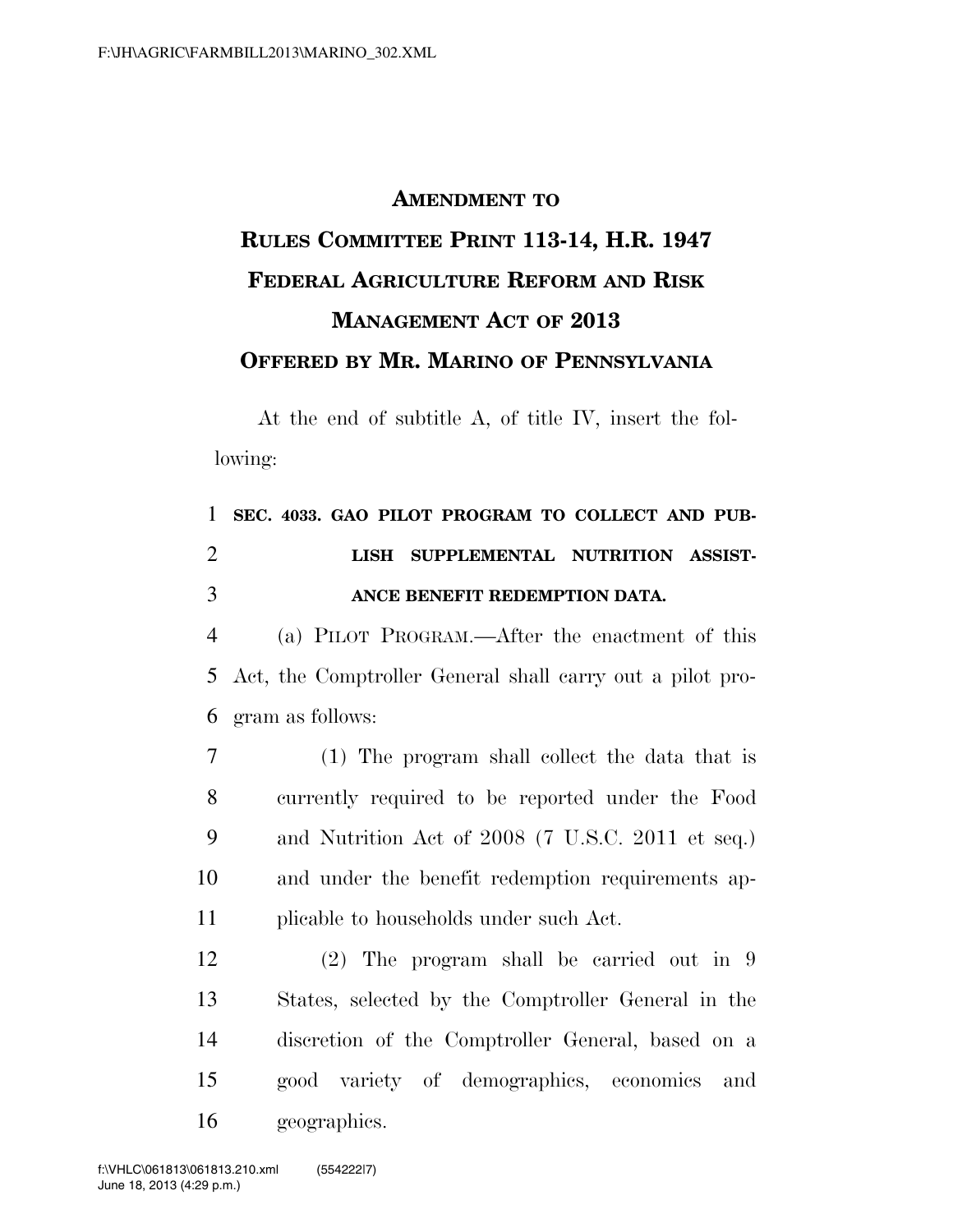# AMENDMENT TO RULES COMMITTEE PRINT 113-14, H.R. 1947 FEDERAL AGRICULTURE REFORM AND RISK MANAGEMENT ACT OF 2013 OFFERED BY MR. MARINO OF PENNSYLVANIA

At the end of subtitle A, of title IV, insert the following:

**SEC. 4033. GAO PILOT PROGRAM TO COLLECT AND PUBLISH SUPPLEMENTAL NUTRITION ASSISTANCE BENEFIT REDEMPTION DATA.**

(a) PILOT PROGRAM.—After the enactment of this Act, the Comptroller General shall carry out a pilot program as follows:

(1) The program shall collect the data that is currently required to be reported under the Food and Nutrition Act of 2008 (7 U.S.C. 2011 et seq.) and under the benefit redemption requirements applicable to households under such Act.

(2) The program shall be carried out in 9 States, selected by the Comptroller General in the discretion of the Comptroller General, based on a good variety of demographics, economics and geographics.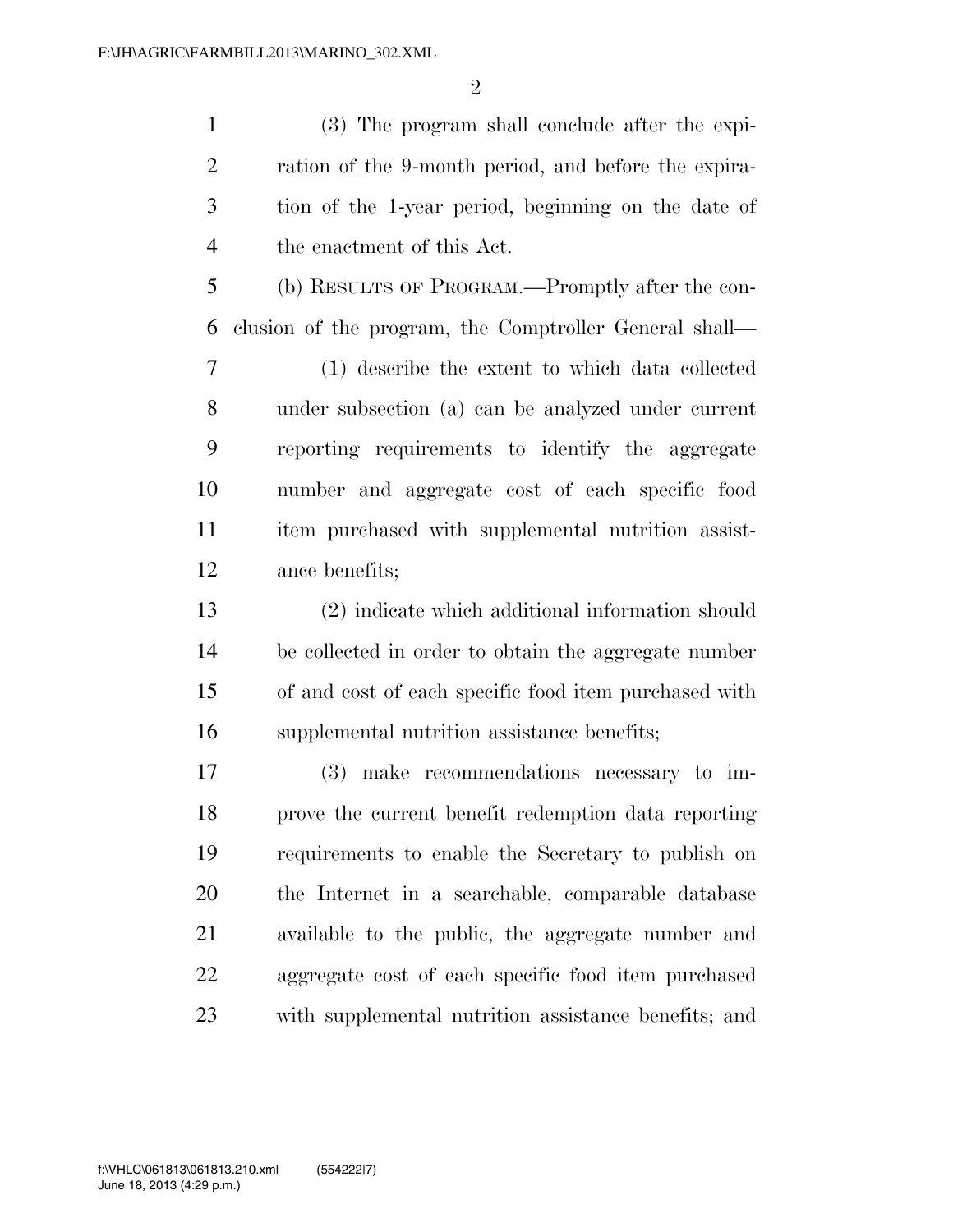(3) The program shall conclude after the expiration of the 9-month period, and before the expiration of the 1-year period, beginning on the date of the enactment of this Act.

(b) RESULTS OF PROGRAM.—Promptly after the conclusion of the program, the Comptroller General shall—

(1) describe the extent to which data collected under subsection (a) can be analyzed under current reporting requirements to identify the aggregate number and aggregate cost of each specific food item purchased with supplemental nutrition assistance benefits;

(2) indicate which additional information should be collected in order to obtain the aggregate number of and cost of each specific food item purchased with supplemental nutrition assistance benefits;

(3) make recommendations necessary to improve the current benefit redemption data reporting requirements to enable the Secretary to publish on the Internet in a searchable, comparable database available to the public, the aggregate number and aggregate cost of each specific food item purchased with supplemental nutrition assistance benefits; and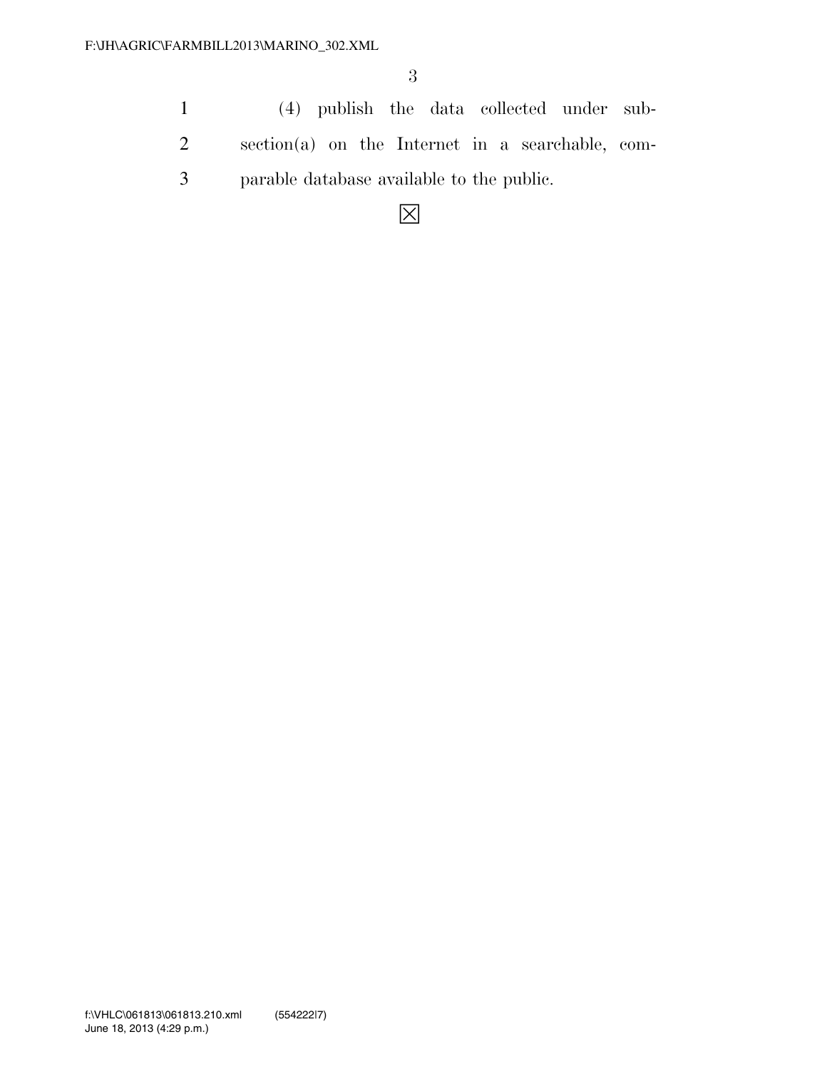(4) publish the data collected under subsection(a) on the Internet in a searchable, comparable database available to the public.